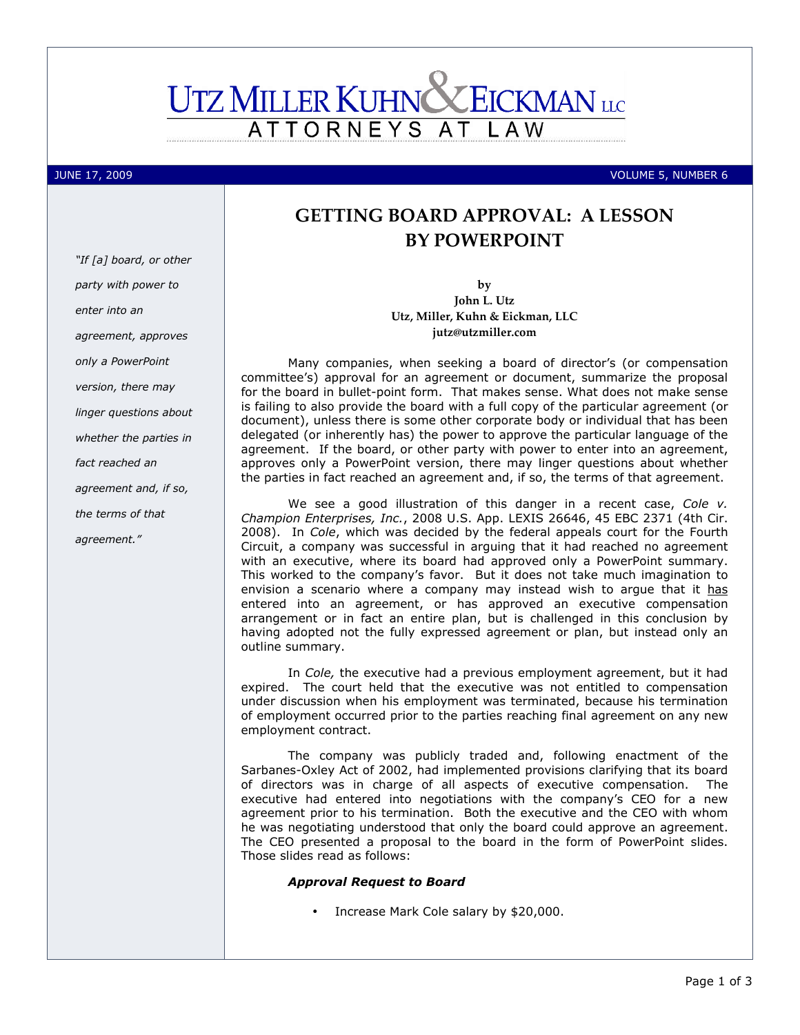# UTZ MILLER KUHN & EICKMAN LLC

ATTORNEYS AT LAW

JUNE 17, 2009 — VOLUME 5, NUMBER 6

*"If [a] board, or other party with power to enter into an agreement, approves only a PowerPoint version, there may linger questions about whether the parties in fact reached an agreement and, if so, the terms of that agreement."*

## GETTING BOARD APPROVAL: A LESSON BY POWERPOINT

**by**
**John L. Utz**
**Utz, Miller, Kuhn & Eickman, LLC**
**jutz@utzmiller.com**

Many companies, when seeking a board of director's (or compensation committee's) approval for an agreement or document, summarize the proposal for the board in bullet-point form. That makes sense. What does not make sense is failing to also provide the board with a full copy of the particular agreement (or document), unless there is some other corporate body or individual that has been delegated (or inherently has) the power to approve the particular language of the agreement. If the board, or other party with power to enter into an agreement, approves only a PowerPoint version, there may linger questions about whether the parties in fact reached an agreement and, if so, the terms of that agreement.

We see a good illustration of this danger in a recent case, *Cole v. Champion Enterprises, Inc.*, 2008 U.S. App. LEXIS 26646, 45 EBC 2371 (4th Cir. 2008). In *Cole*, which was decided by the federal appeals court for the Fourth Circuit, a company was successful in arguing that it had reached no agreement with an executive, where its board had approved only a PowerPoint summary. This worked to the company's favor. But it does not take much imagination to envision a scenario where a company may instead wish to argue that it has entered into an agreement, or has approved an executive compensation arrangement or in fact an entire plan, but is challenged in this conclusion by having adopted not the fully expressed agreement or plan, but instead only an outline summary.

In *Cole,* the executive had a previous employment agreement, but it had expired. The court held that the executive was not entitled to compensation under discussion when his employment was terminated, because his termination of employment occurred prior to the parties reaching final agreement on any new employment contract.

The company was publicly traded and, following enactment of the Sarbanes-Oxley Act of 2002, had implemented provisions clarifying that its board of directors was in charge of all aspects of executive compensation. The executive had entered into negotiations with the company's CEO for a new agreement prior to his termination. Both the executive and the CEO with whom he was negotiating understood that only the board could approve an agreement. The CEO presented a proposal to the board in the form of PowerPoint slides. Those slides read as follows:

***Approval Request to Board***

- Increase Mark Cole salary by $20,000.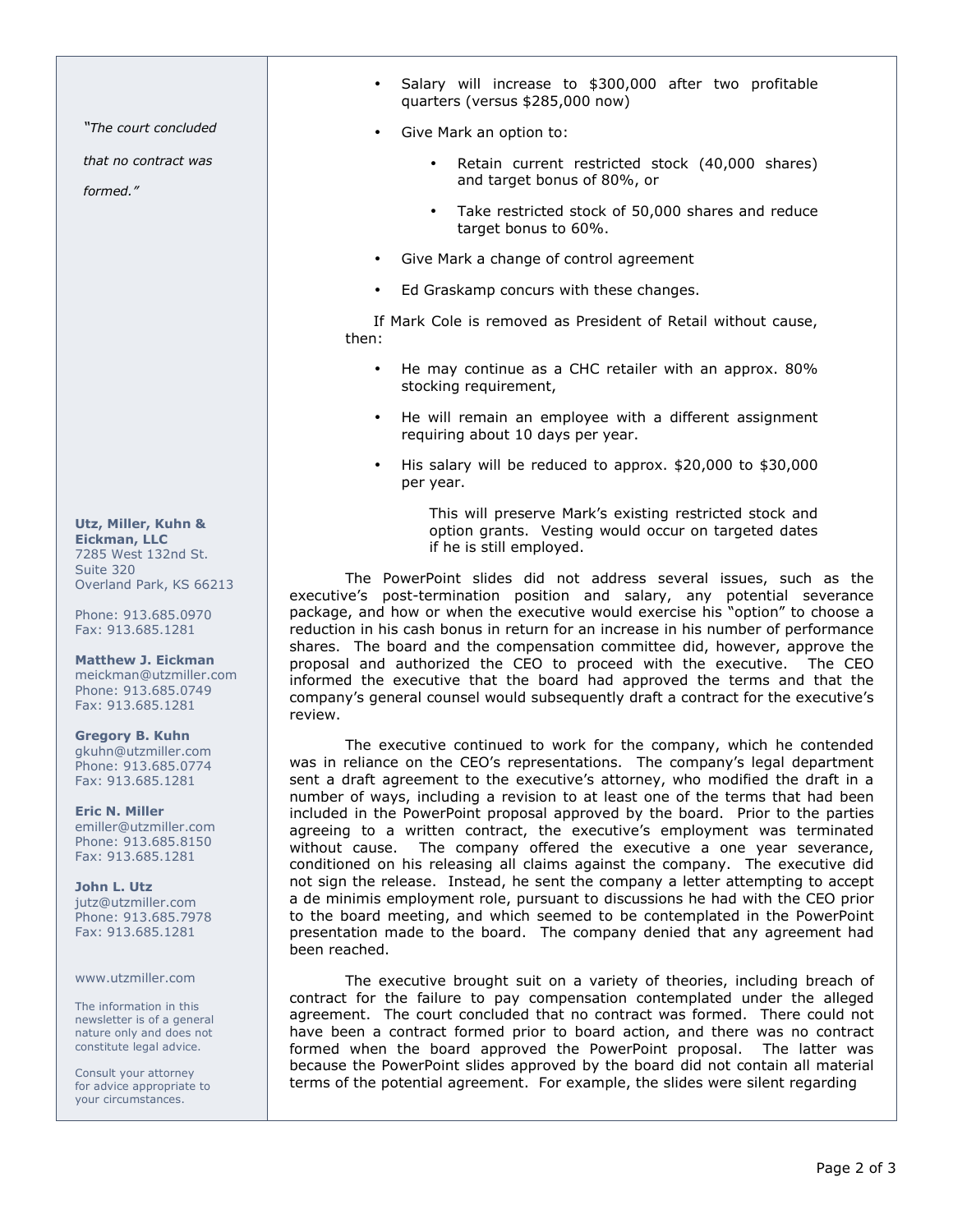- Salary will increase to $300,000 after two profitable quarters (versus $285,000 now)
- Give Mark an option to:
  - Retain current restricted stock (40,000 shares) and target bonus of 80%, or
  - Take restricted stock of 50,000 shares and reduce target bonus to 60%.
- Give Mark a change of control agreement
- Ed Graskamp concurs with these changes.

If Mark Cole is removed as President of Retail without cause, then:

- He may continue as a CHC retailer with an approx. 80% stocking requirement,
- He will remain an employee with a different assignment requiring about 10 days per year.
- His salary will be reduced to approx. $20,000 to $30,000 per year.

  This will preserve Mark's existing restricted stock and option grants. Vesting would occur on targeted dates if he is still employed.

The PowerPoint slides did not address several issues, such as the executive's post-termination position and salary, any potential severance package, and how or when the executive would exercise his "option" to choose a reduction in his cash bonus in return for an increase in his number of performance shares. The board and the compensation committee did, however, approve the proposal and authorized the CEO to proceed with the executive. The CEO informed the executive that the board had approved the terms and that the company's general counsel would subsequently draft a contract for the executive's review.

The executive continued to work for the company, which he contended was in reliance on the CEO's representations. The company's legal department sent a draft agreement to the executive's attorney, who modified the draft in a number of ways, including a revision to at least one of the terms that had been included in the PowerPoint proposal approved by the board. Prior to the parties agreeing to a written contract, the executive's employment was terminated without cause. The company offered the executive a one year severance, conditioned on his releasing all claims against the company. The executive did not sign the release. Instead, he sent the company a letter attempting to accept a de minimis employment role, pursuant to discussions he had with the CEO prior to the board meeting, and which seemed to be contemplated in the PowerPoint presentation made to the board. The company denied that any agreement had been reached.

The executive brought suit on a variety of theories, including breach of contract for the failure to pay compensation contemplated under the alleged agreement. The court concluded that no contract was formed. There could not have been a contract formed prior to board action, and there was no contract formed when the board approved the PowerPoint proposal. The latter was because the PowerPoint slides approved by the board did not contain all material terms of the potential agreement. For example, the slides were silent regarding

*"The court concluded that no contract was formed."*

**Utz, Miller, Kuhn & Eickman, LLC**
7285 West 132nd St.
Suite 320
Overland Park, KS 66213

Phone: 913.685.0970
Fax: 913.685.1281

**Matthew J. Eickman**
meickman@utzmiller.com
Phone: 913.685.0749
Fax: 913.685.1281

**Gregory B. Kuhn**
gkuhn@utzmiller.com
Phone: 913.685.0774
Fax: 913.685.1281

**Eric N. Miller**
emiller@utzmiller.com
Phone: 913.685.8150
Fax: 913.685.1281

**John L. Utz**
jutz@utzmiller.com
Phone: 913.685.7978
Fax: 913.685.1281

www.utzmiller.com

The information in this newsletter is of a general nature only and does not constitute legal advice.

Consult your attorney for advice appropriate to your circumstances.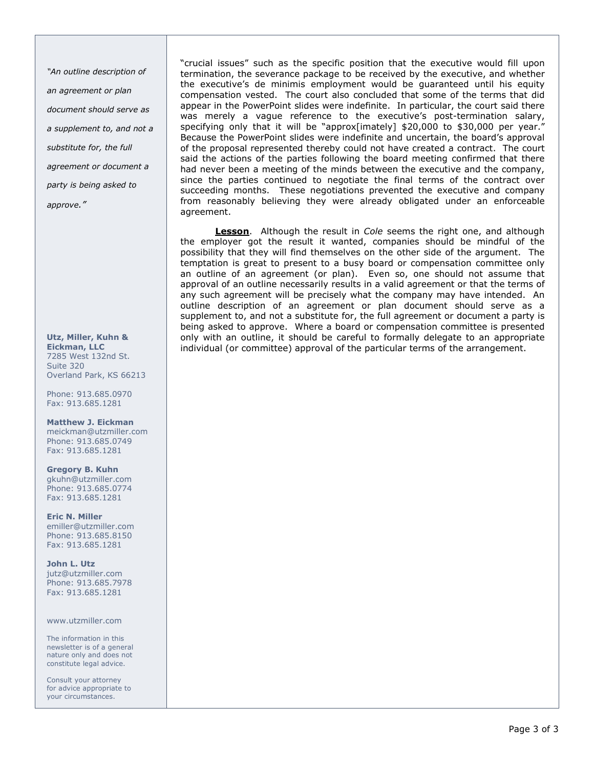"crucial issues" such as the specific position that the executive would fill upon termination, the severance package to be received by the executive, and whether the executive's de minimis employment would be guaranteed until his equity compensation vested. The court also concluded that some of the terms that did appear in the PowerPoint slides were indefinite. In particular, the court said there was merely a vague reference to the executive's post-termination salary, specifying only that it will be "approx[imately] $20,000 to $30,000 per year." Because the PowerPoint slides were indefinite and uncertain, the board's approval of the proposal represented thereby could not have created a contract. The court said the actions of the parties following the board meeting confirmed that there had never been a meeting of the minds between the executive and the company, since the parties continued to negotiate the final terms of the contract over succeeding months. These negotiations prevented the executive and company from reasonably believing they were already obligated under an enforceable agreement.

**Lesson**. Although the result in *Cole* seems the right one, and although the employer got the result it wanted, companies should be mindful of the possibility that they will find themselves on the other side of the argument. The temptation is great to present to a busy board or compensation committee only an outline of an agreement (or plan). Even so, one should not assume that approval of an outline necessarily results in a valid agreement or that the terms of any such agreement will be precisely what the company may have intended. An outline description of an agreement or plan document should serve as a supplement to, and not a substitute for, the full agreement or document a party is being asked to approve. Where a board or compensation committee is presented only with an outline, it should be careful to formally delegate to an appropriate individual (or committee) approval of the particular terms of the arrangement.

*"An outline description of an agreement or plan document should serve as a supplement to, and not a substitute for, the full agreement or document a party is being asked to approve."*

**Utz, Miller, Kuhn & Eickman, LLC**
7285 West 132nd St.
Suite 320
Overland Park, KS 66213

Phone: 913.685.0970
Fax: 913.685.1281

**Matthew J. Eickman**
meickman@utzmiller.com
Phone: 913.685.0749
Fax: 913.685.1281

**Gregory B. Kuhn**
gkuhn@utzmiller.com
Phone: 913.685.0774
Fax: 913.685.1281

**Eric N. Miller**
emiller@utzmiller.com
Phone: 913.685.8150
Fax: 913.685.1281

**John L. Utz**
jutz@utzmiller.com
Phone: 913.685.7978
Fax: 913.685.1281

www.utzmiller.com

The information in this newsletter is of a general nature only and does not constitute legal advice.

Consult your attorney for advice appropriate to your circumstances.